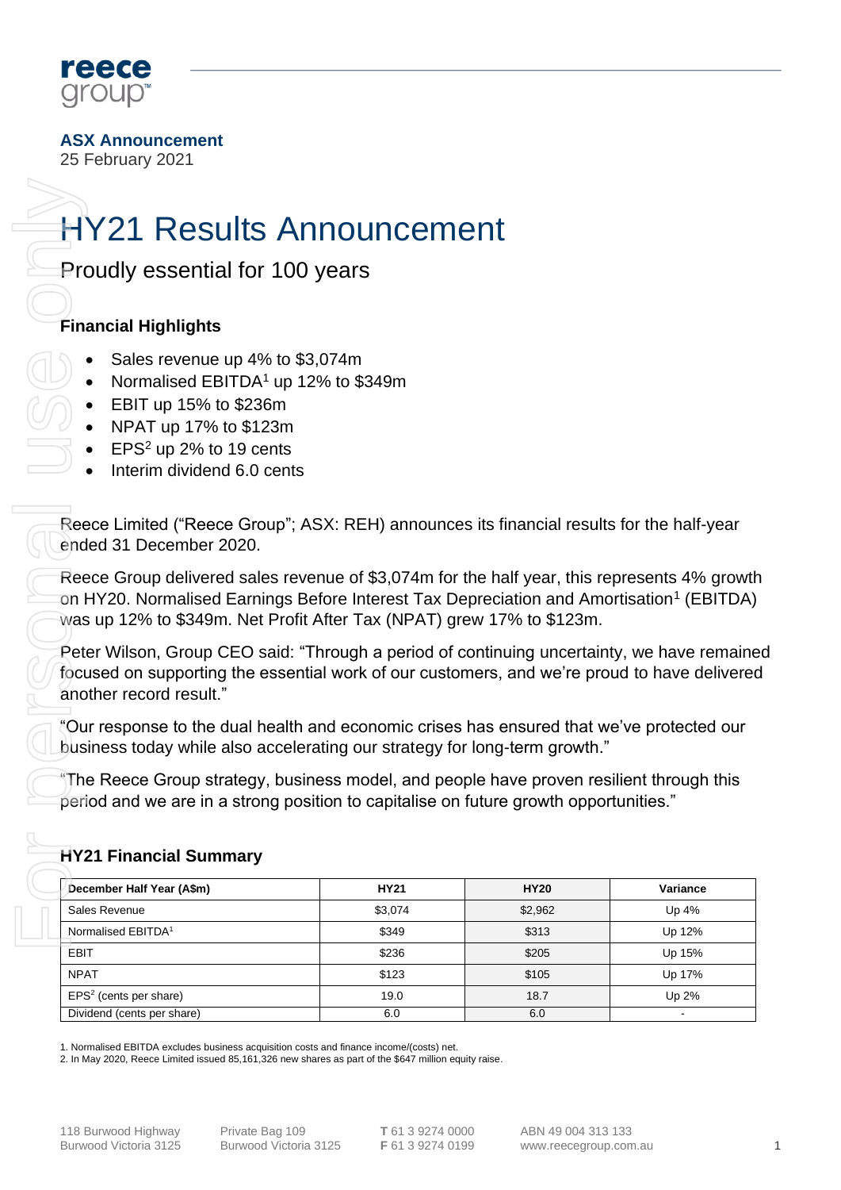**ASX Announcement**
25 February 2021

# HY21 Results Announcement

## Proudly essential for 100 years

### Financial Highlights

- Sales revenue up 4% to $3,074m
- Normalised EBITDA[1] up 12% to $349m
- EBIT up 15% to $236m
- NPAT up 17% to $123m
- EPS[2] up 2% to 19 cents
- Interim dividend 6.0 cents

Reece Limited ("Reece Group"; ASX: REH) announces its financial results for the half-year ended 31 December 2020.

Reece Group delivered sales revenue of $3,074m for the half year, this represents 4% growth on HY20. Normalised Earnings Before Interest Tax Depreciation and Amortisation[1] (EBITDA) was up 12% to $349m. Net Profit After Tax (NPAT) grew 17% to $123m.

Peter Wilson, Group CEO said: "Through a period of continuing uncertainty, we have remained focused on supporting the essential work of our customers, and we're proud to have delivered another record result."

"Our response to the dual health and economic crises has ensured that we've protected our business today while also accelerating our strategy for long-term growth."

"The Reece Group strategy, business model, and people have proven resilient through this period and we are in a strong position to capitalise on future growth opportunities."

### HY21 Financial Summary

| December Half Year (A$m) | HY21 | HY20 | Variance |
|---|---|---|---|
| Sales Revenue | $3,074 | $2,962 | Up 4% |
| Normalised EBITDA[1] | $349 | $313 | Up 12% |
| EBIT | $236 | $205 | Up 15% |
| NPAT | $123 | $105 | Up 17% |
| EPS[2] (cents per share) | 19.0 | 18.7 | Up 2% |
| Dividend (cents per share) | 6.0 | 6.0 | - |

1. Normalised EBITDA excludes business acquisition costs and finance income/(costs) net.
2. In May 2020, Reece Limited issued 85,161,326 new shares as part of the $647 million equity raise.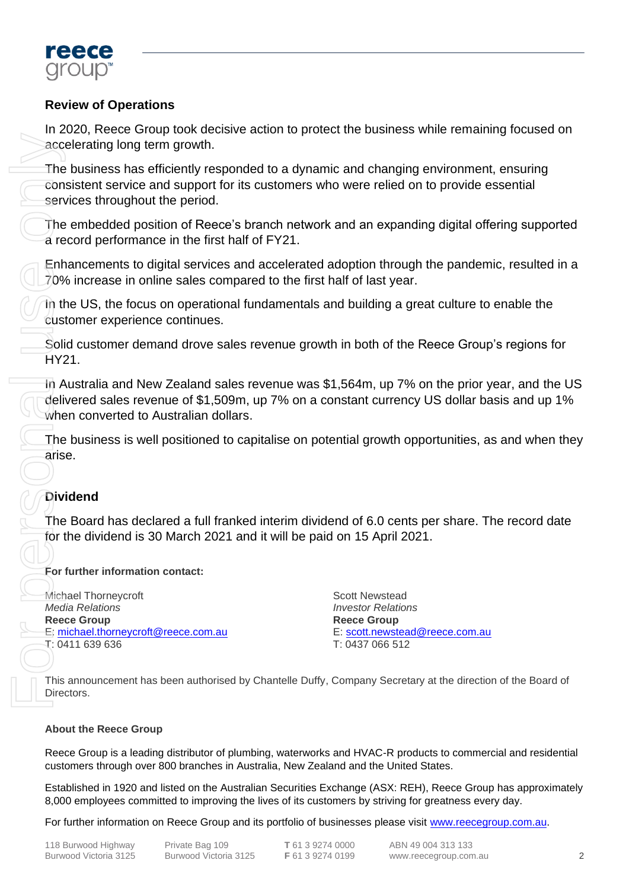## Review of Operations

In 2020, Reece Group took decisive action to protect the business while remaining focused on accelerating long term growth.

The business has efficiently responded to a dynamic and changing environment, ensuring consistent service and support for its customers who were relied on to provide essential services throughout the period.

The embedded position of Reece's branch network and an expanding digital offering supported a record performance in the first half of FY21.

Enhancements to digital services and accelerated adoption through the pandemic, resulted in a 70% increase in online sales compared to the first half of last year.

In the US, the focus on operational fundamentals and building a great culture to enable the customer experience continues.

Solid customer demand drove sales revenue growth in both of the Reece Group's regions for HY21.

In Australia and New Zealand sales revenue was $1,564m, up 7% on the prior year, and the US delivered sales revenue of $1,509m, up 7% on a constant currency US dollar basis and up 1% when converted to Australian dollars.

The business is well positioned to capitalise on potential growth opportunities, as and when they arise.

## Dividend

The Board has declared a full franked interim dividend of 6.0 cents per share. The record date for the dividend is 30 March 2021 and it will be paid on 15 April 2021.

**For further information contact:**

Michael Thorneycroft
*Media Relations*
**Reece Group**
E: michael.thorneycroft@reece.com.au
T: 0411 639 636

Scott Newstead
*Investor Relations*
**Reece Group**
E: scott.newstead@reece.com.au
T: 0437 066 512

This announcement has been authorised by Chantelle Duffy, Company Secretary at the direction of the Board of Directors.

**About the Reece Group**

Reece Group is a leading distributor of plumbing, waterworks and HVAC-R products to commercial and residential customers through over 800 branches in Australia, New Zealand and the United States.

Established in 1920 and listed on the Australian Securities Exchange (ASX: REH), Reece Group has approximately 8,000 employees committed to improving the lives of its customers by striving for greatness every day.

For further information on Reece Group and its portfolio of businesses please visit www.reecegroup.com.au.

118 Burwood Highway
Burwood Victoria 3125

Private Bag 109
Burwood Victoria 3125

**T** 61 3 9274 0000
**F** 61 3 9274 0199

ABN 49 004 313 133
www.reecegroup.com.au